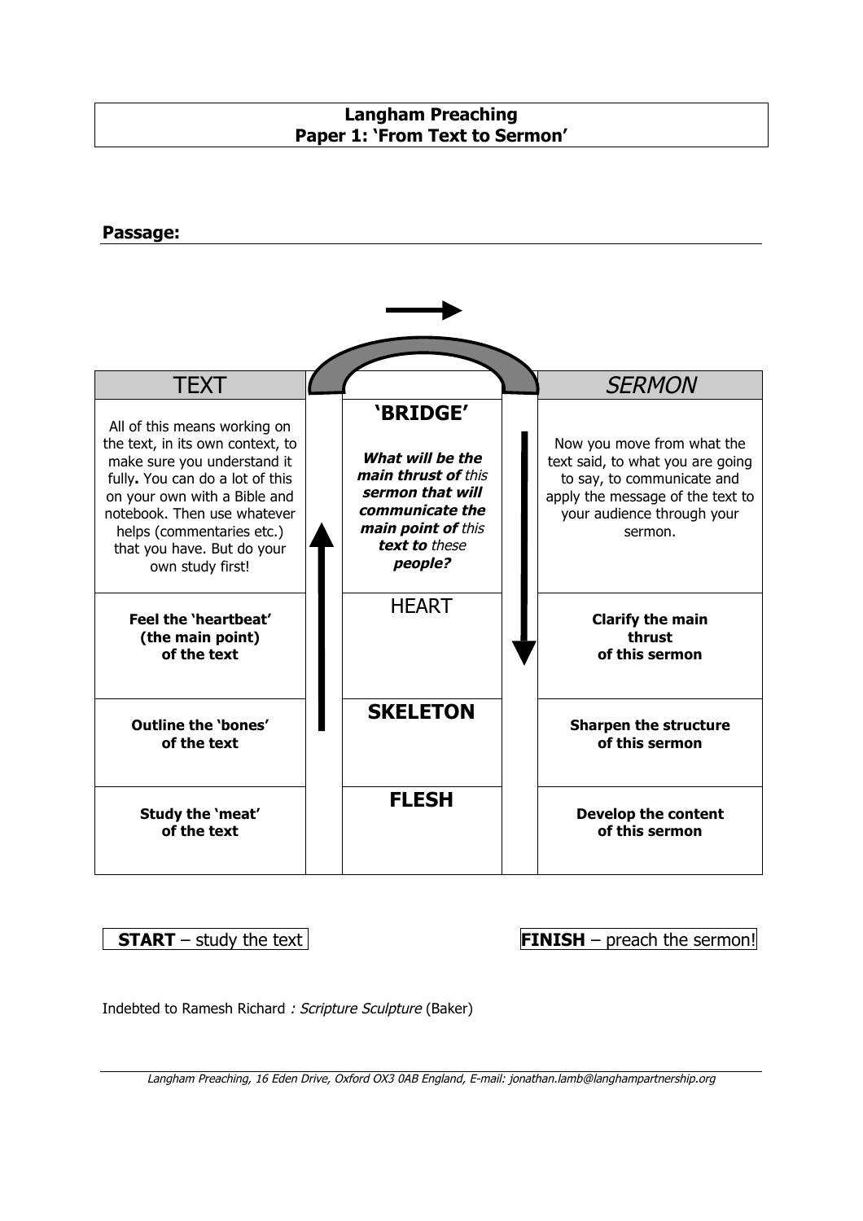## Langham Preaching
## Paper 1: 'From Text to Sermon'

**Passage:**

| TEXT | 'BRIDGE' | *SERMON* |
|---|---|---|
| All of this means working on the text, in its own context, to make sure you understand it fully**.** You can do a lot of this on your own with a Bible and notebook. Then use whatever helps (commentaries etc.) that you have. But do your own study first! | ***What will be the main thrust of*** *this* ***sermon that will communicate the main point of*** *this* ***text to*** *these* ***people?*** | Now you move from what the text said, to what you are going to say, to communicate and apply the message of the text to your audience through your sermon. |
| **Feel the 'heartbeat' (the main point) of the text** | HEART | **Clarify the main thrust of this sermon** |
| **Outline the 'bones' of the text** | **SKELETON** | **Sharpen the structure of this sermon** |
| **Study the 'meat' of the text** | **FLESH** | **Develop the content of this sermon** |

**START** – study the text

**FINISH** – preach the sermon!

Indebted to Ramesh Richard *: Scripture Sculpture* (Baker)

*Langham Preaching, 16 Eden Drive, Oxford OX3 0AB England, E-mail: jonathan.lamb@langhampartnership.org*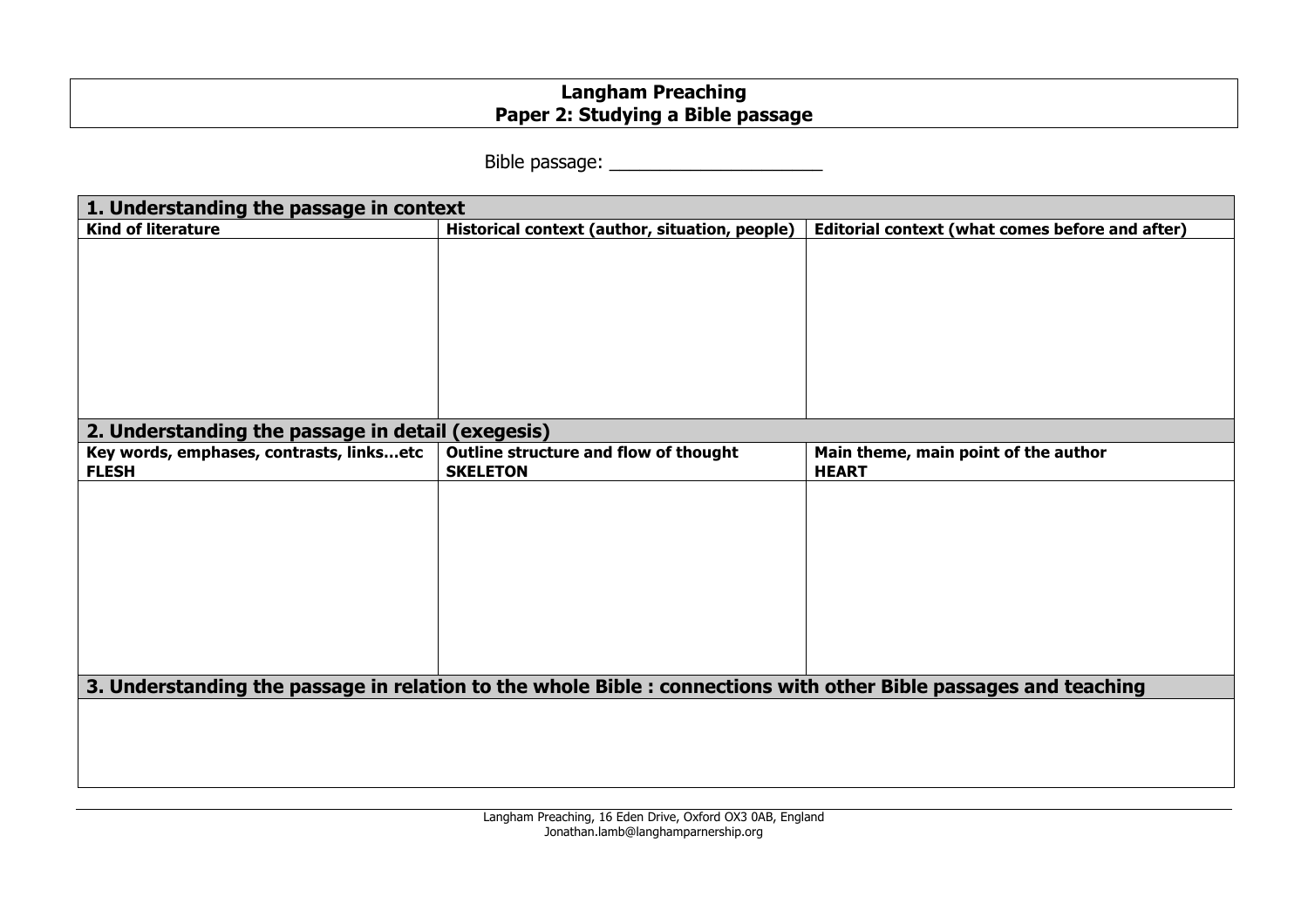# Langham Preaching
## Paper 2: Studying a Bible passage

Bible passage: ____________________

| 1. Understanding the passage in context | | |
|---|---|---|
| **Kind of literature** | **Historical context (author, situation, people)** | **Editorial context (what comes before and after)** |
| | | |

| 2. Understanding the passage in detail (exegesis) | | |
|---|---|---|
| **Key words, emphases, contrasts, links…etc FLESH** | **Outline structure and flow of thought SKELETON** | **Main theme, main point of the author HEART** |
| | | |

| 3. Understanding the passage in relation to the whole Bible : connections with other Bible passages and teaching |
|---|
| |

Langham Preaching, 16 Eden Drive, Oxford OX3 0AB, England
Jonathan.lamb@langhamparnership.org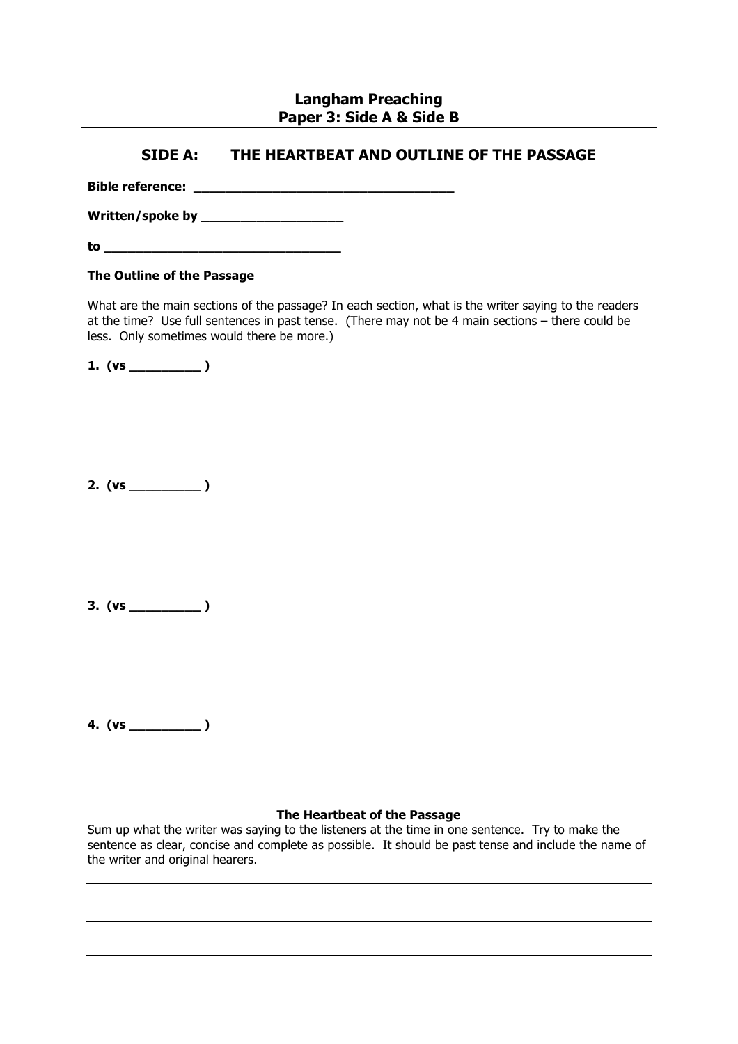# Langham Preaching
## Paper 3: Side A & Side B

## SIDE A: THE HEARTBEAT AND OUTLINE OF THE PASSAGE

**Bible reference: ___________________________________**

**Written/spoke by __________________**

**to _____________________________**

### The Outline of the Passage

What are the main sections of the passage? In each section, what is the writer saying to the readers at the time? Use full sentences in past tense. (There may not be 4 main sections – there could be less. Only sometimes would there be more.)

**1. (vs _________ )**

**2. (vs _________ )**

**3. (vs _________ )**

**4. (vs _________ )**

### The Heartbeat of the Passage

Sum up what the writer was saying to the listeners at the time in one sentence. Try to make the sentence as clear, concise and complete as possible. It should be past tense and include the name of the writer and original hearers.

______________________________________________________________________

______________________________________________________________________

______________________________________________________________________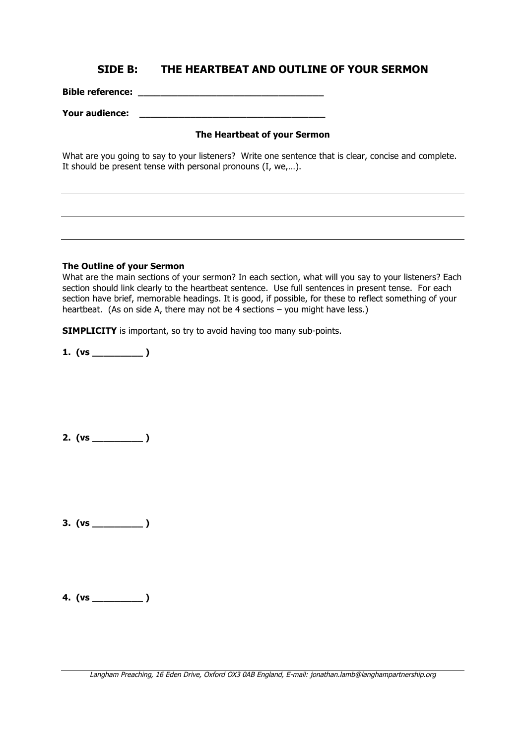## SIDE B: THE HEARTBEAT AND OUTLINE OF YOUR SERMON

**Bible reference:** __________________________________

**Your audience:** __________________________________

### The Heartbeat of your Sermon

What are you going to say to your listeners? Write one sentence that is clear, concise and complete. It should be present tense with personal pronouns (I, we,…).

---

---

---

**The Outline of your Sermon**

What are the main sections of your sermon? In each section, what will you say to your listeners? Each section should link clearly to the heartbeat sentence. Use full sentences in present tense. For each section have brief, memorable headings. It is good, if possible, for these to reflect something of your heartbeat. (As on side A, there may not be 4 sections – you might have less.)

**SIMPLICITY** is important, so try to avoid having too many sub-points.

**1. (vs _________ )**

**2. (vs _________ )**

**3. (vs _________ )**

**4. (vs _________ )**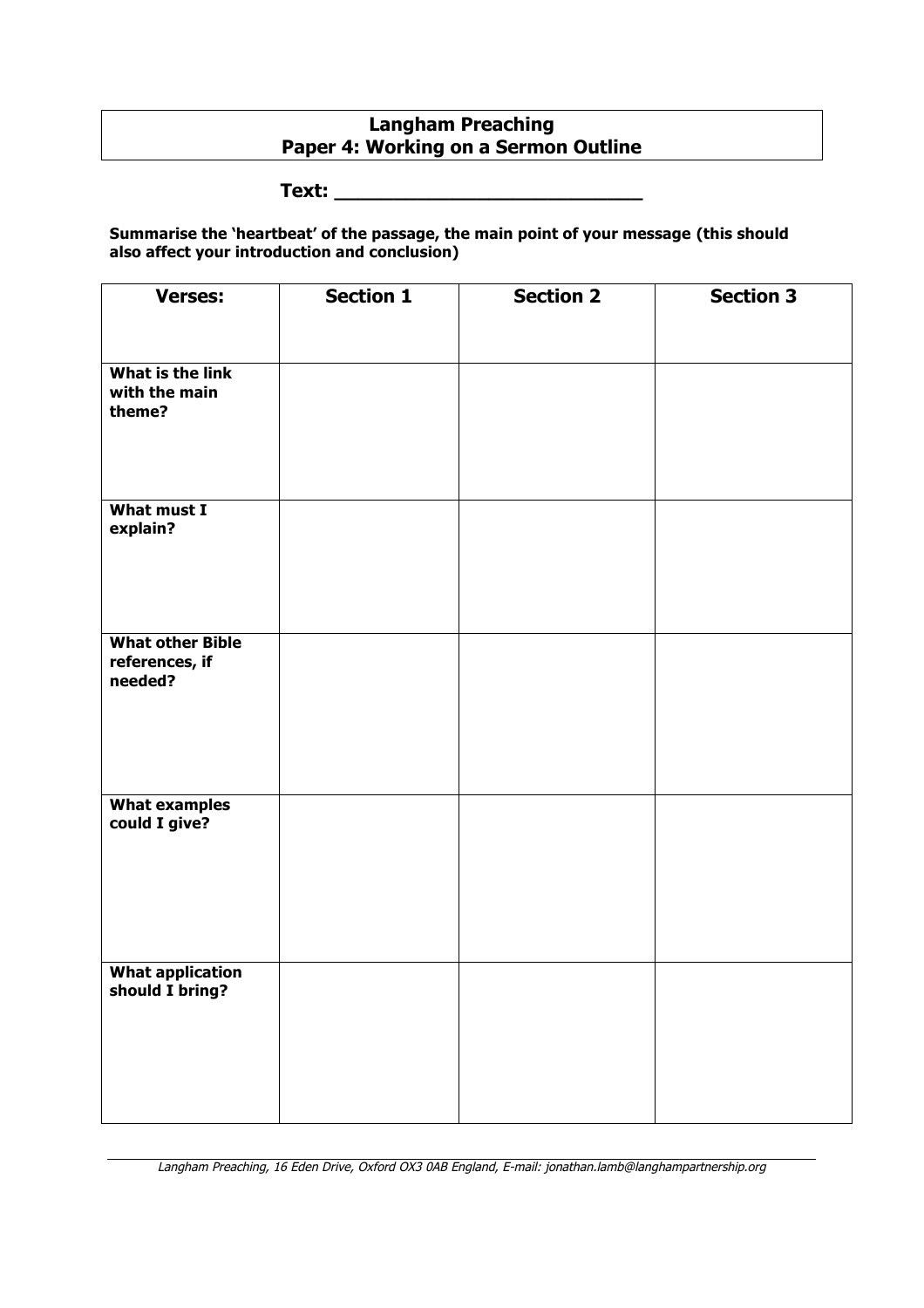## Langham Preaching
## Paper 4: Working on a Sermon Outline

**Text: ___________________________**

**Summarise the 'heartbeat' of the passage, the main point of your message (this should also affect your introduction and conclusion)**

| Verses: | Section 1 | Section 2 | Section 3 |
|---|---|---|---|
| **What is the link with the main theme?** | | | |
| **What must I explain?** | | | |
| **What other Bible references, if needed?** | | | |
| **What examples could I give?** | | | |
| **What application should I bring?** | | | |

*Langham Preaching, 16 Eden Drive, Oxford OX3 0AB England, E-mail: jonathan.lamb@langhampartnership.org*